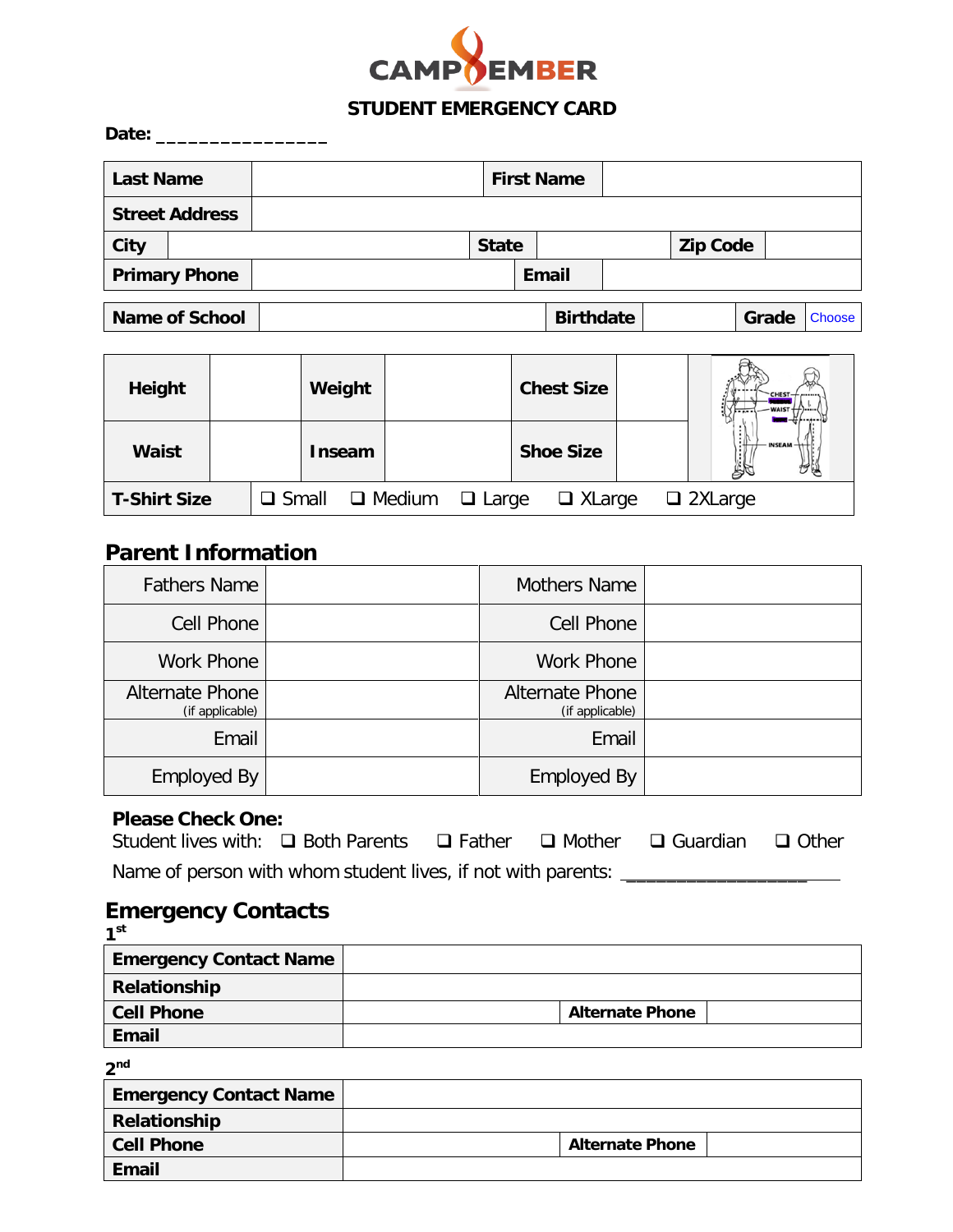CAMP EMBER

## STUDENT EMERGENCY CARD

**Date:** _______________

| **Last Name** | | **First Name** | |
|---|---|---|---|
| **Street Address** | | | |
| **City** | | **State** | | **Zip Code** | |
| **Primary Phone** | | **Email** | |

| **Name of School** | | **Birthdate** | | **Grade** | Choose |
|---|---|---|---|---|---|

| **Height** | | **Weight** | | **Chest Size** | |
|---|---|---|---|---|---|
| **Waist** | | **Inseam** | | **Shoe Size** | |
| **T-Shirt Size** | ❑ Small | ❑ Medium | ❑ Large | ❑ XLarge | ❑ 2XLarge |

CHEST
WAIST
INSEAM

## Parent Information

| Fathers Name | | Mothers Name | |
|---|---|---|---|
| Cell Phone | | Cell Phone | |
| Work Phone | | Work Phone | |
| Alternate Phone (if applicable) | | Alternate Phone (if applicable) | |
| Email | | Email | |
| Employed By | | Employed By | |

**Please Check One:**
Student lives with: ❑ Both Parents ❑ Father ❑ Mother ❑ Guardian ❑ Other

Name of person with whom student lives, if not with parents: ____________________

## Emergency Contacts

**1st**

| **Emergency Contact Name** | | | |
|---|---|---|---|
| **Relationship** | | | |
| **Cell Phone** | | **Alternate Phone** | |
| **Email** | | | |

**2nd**

| **Emergency Contact Name** | | | |
|---|---|---|---|
| **Relationship** | | | |
| **Cell Phone** | | **Alternate Phone** | |
| **Email** | | | |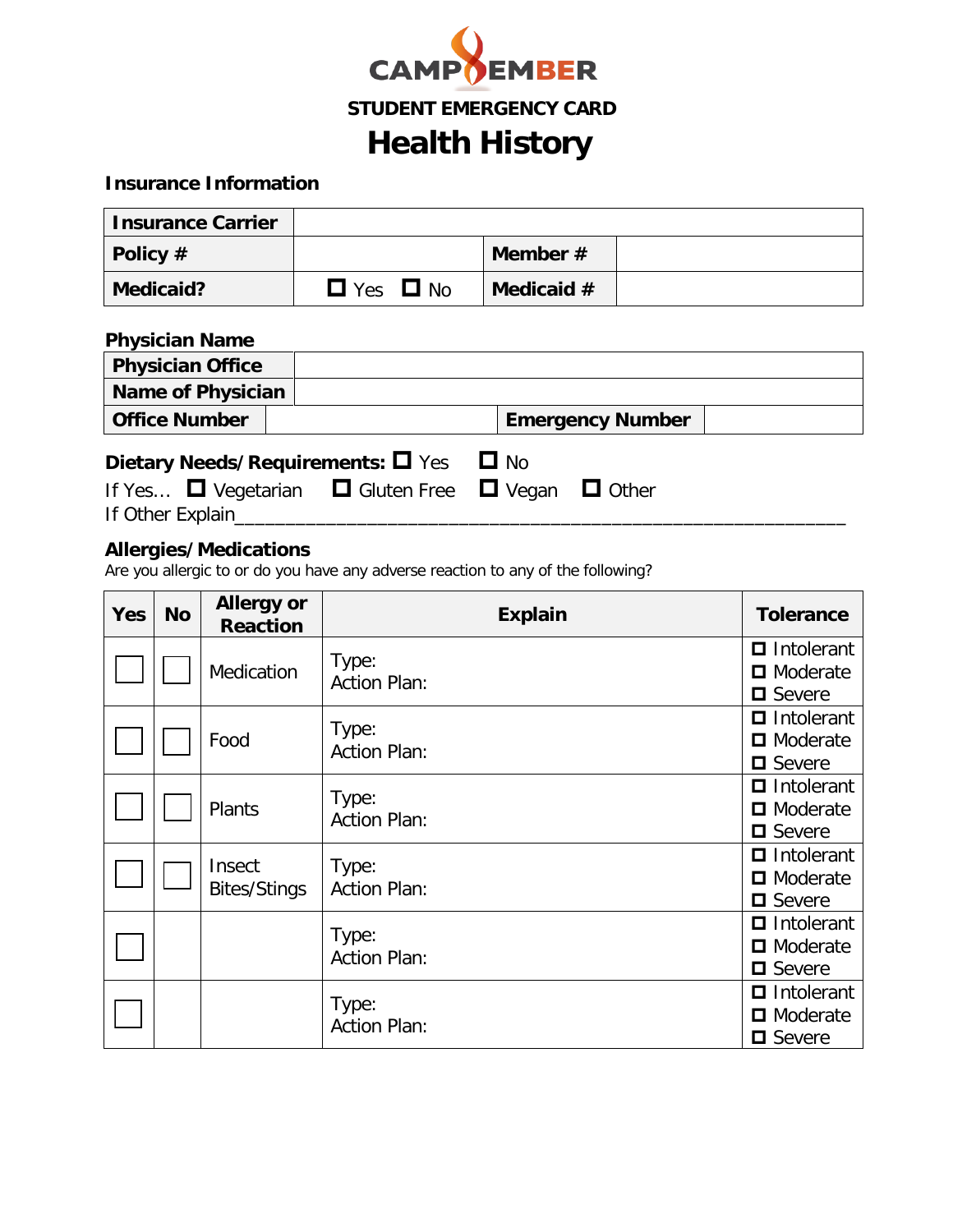CAMP EMBER

**STUDENT EMERGENCY CARD**

# Health History

**Insurance Information**

| **Insurance Carrier** | | | |
|---|---|---|---|
| **Policy #** | | **Member #** | |
| **Medicaid?** | ☐ Yes ☐ No | **Medicaid #** | |

**Physician Name**

| **Physician Office** | | | |
|---|---|---|---|
| **Name of Physician** | | | |
| **Office Number** | | **Emergency Number** | |

**Dietary Needs/Requirements:** ☐ Yes ☐ No

If Yes… ☐ Vegetarian ☐ Gluten Free ☐ Vegan ☐ Other

If Other Explain_____________________________________________________________

**Allergies/Medications**

Are you allergic to or do you have any adverse reaction to any of the following?

| Yes | No | Allergy or Reaction | Explain | Tolerance |
|---|---|---|---|---|
| ☐ | ☐ | Medication | Type: <br> Action Plan: | ☐ Intolerant <br> ☐ Moderate <br> ☐ Severe |
| ☐ | ☐ | Food | Type: <br> Action Plan: | ☐ Intolerant <br> ☐ Moderate <br> ☐ Severe |
| ☐ | ☐ | Plants | Type: <br> Action Plan: | ☐ Intolerant <br> ☐ Moderate <br> ☐ Severe |
| ☐ | ☐ | Insect Bites/Stings | Type: <br> Action Plan: | ☐ Intolerant <br> ☐ Moderate <br> ☐ Severe |
| ☐ | | | Type: <br> Action Plan: | ☐ Intolerant <br> ☐ Moderate <br> ☐ Severe |
| ☐ | | | Type: <br> Action Plan: | ☐ Intolerant <br> ☐ Moderate <br> ☐ Severe |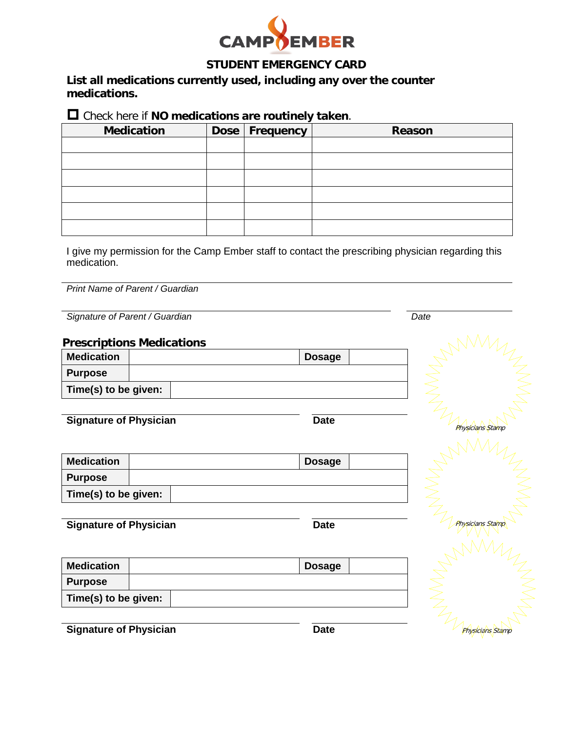CAMP EMBER

## STUDENT EMERGENCY CARD

**List all medications currently used, including any over the counter medications.**

☐ Check here if **NO medications are routinely taken**.

| Medication | Dose | Frequency | Reason |
|---|---|---|---|
| | | | |
| | | | |
| | | | |
| | | | |
| | | | |
| | | | |

I give my permission for the Camp Ember staff to contact the prescribing physician regarding this medication.

_______________________________________________

*Print Name of Parent / Guardian*

_______________________________________________ _______________

*Signature of Parent / Guardian* *Date*

### Prescriptions Medications

| **Medication** | | **Dosage** | |
|---|---|---|---|
| **Purpose** | | | |
| **Time(s) to be given:** | | | |

**Signature of Physician** _______________ **Date** _______________

*Physicians Stamp*

| **Medication** | | **Dosage** | |
|---|---|---|---|
| **Purpose** | | | |
| **Time(s) to be given:** | | | |

**Signature of Physician** _______________ **Date** _______________

*Physicians Stamp*

| **Medication** | | **Dosage** | |
|---|---|---|---|
| **Purpose** | | | |
| **Time(s) to be given:** | | | |

**Signature of Physician** _______________ **Date** _______________

*Physicians Stamp*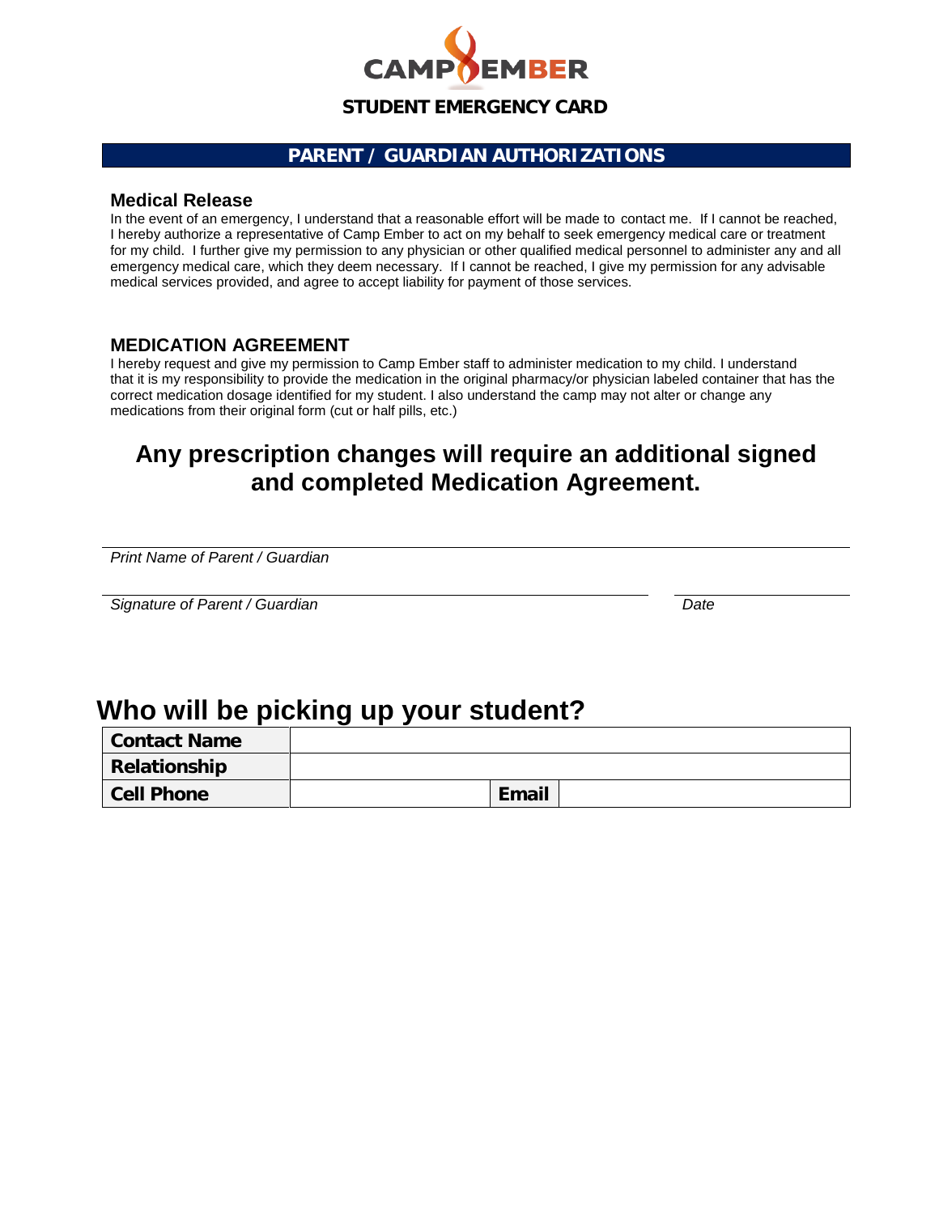CAMP EMBER

## STUDENT EMERGENCY CARD

## PARENT / GUARDIAN AUTHORIZATIONS

### Medical Release

In the event of an emergency, I understand that a reasonable effort will be made to contact me. If I cannot be reached, I hereby authorize a representative of Camp Ember to act on my behalf to seek emergency medical care or treatment for my child. I further give my permission to any physician or other qualified medical personnel to administer any and all emergency medical care, which they deem necessary. If I cannot be reached, I give my permission for any advisable medical services provided, and agree to accept liability for payment of those services.

### MEDICATION AGREEMENT

I hereby request and give my permission to Camp Ember staff to administer medication to my child. I understand that it is my responsibility to provide the medication in the original pharmacy/or physician labeled container that has the correct medication dosage identified for my student. I also understand the camp may not alter or change any medications from their original form (cut or half pills, etc.)

## Any prescription changes will require an additional signed and completed Medication Agreement.

_______________________________________________

*Print Name of Parent / Guardian*

_______________________________________________ ____________________

*Signature of Parent / Guardian* *Date*

## Who will be picking up your student?

| **Contact Name** | | | |
|---|---|---|---|
| **Relationship** | | | |
| **Cell Phone** | | **Email** | |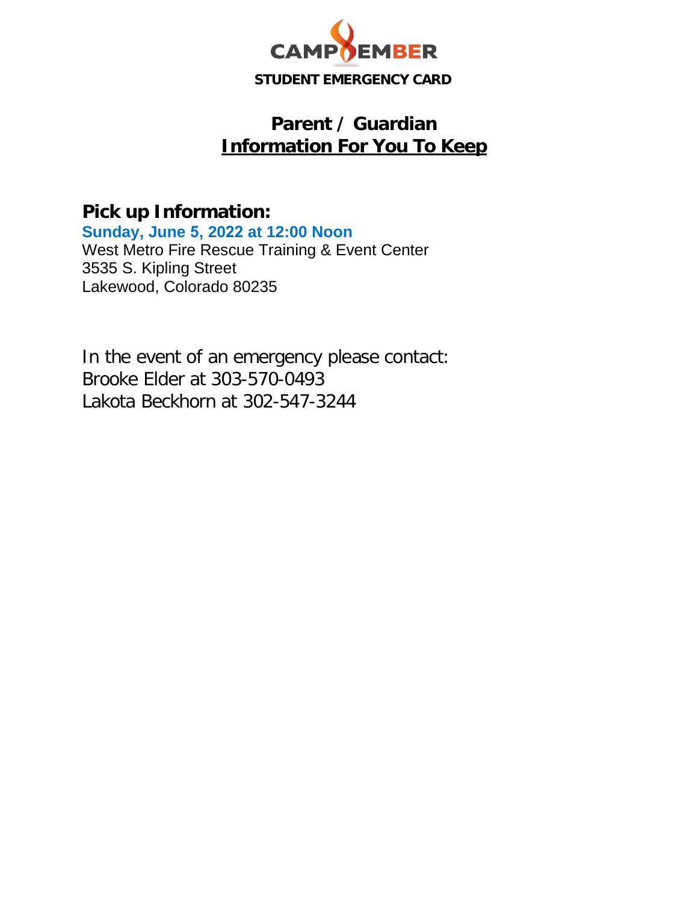CAMP EMBER

**STUDENT EMERGENCY CARD**

## Parent / Guardian
## Information For You To Keep

### Pick up Information:

**Sunday, June 5, 2022 at 12:00 Noon**
West Metro Fire Rescue Training & Event Center
3535 S. Kipling Street
Lakewood, Colorado 80235

In the event of an emergency please contact:
Brooke Elder at 303-570-0493
Lakota Beckhorn at 302-547-3244